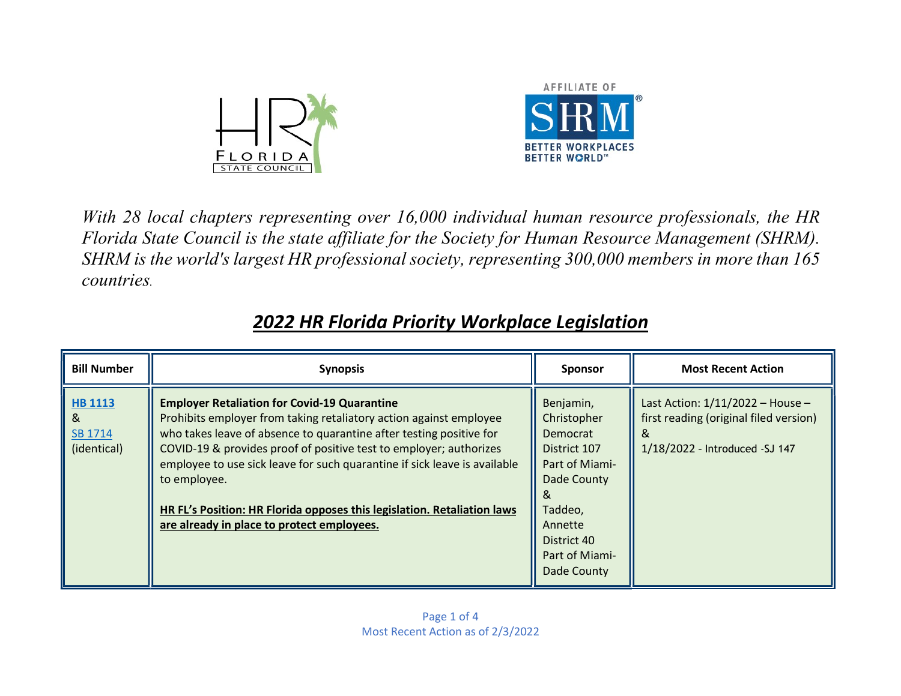*With 28 local chapters representing over 16,000 individual human resource professionals, the HR Florida State Council is the state affiliate for the Society for Human Resource Management (SHRM). SHRM is the world's largest HR professional society, representing 300,000 members in more than 165 countries.*

## *2022 HR Florida Priority Workplace Legislation*

| Bill Number | Synopsis | Sponsor | Most Recent Action |
|---|---|---|---|
| **HB 1113** & SB 1714 (identical) | **Employer Retaliation for Covid-19 Quarantine** Prohibits employer from taking retaliatory action against employee who takes leave of absence to quarantine after testing positive for COVID-19 & provides proof of positive test to employer; authorizes employee to use sick leave for such quarantine if sick leave is available to employee.<br><br>**HR FL's Position: HR Florida opposes this legislation. Retaliation laws are already in place to protect employees.** | Benjamin, Christopher Democrat District 107 Part of Miami-Dade County & Taddeo, Annette District 40 Part of Miami-Dade County | Last Action: 1/11/2022 – House – first reading (original filed version) & 1/18/2022 - Introduced -SJ 147 |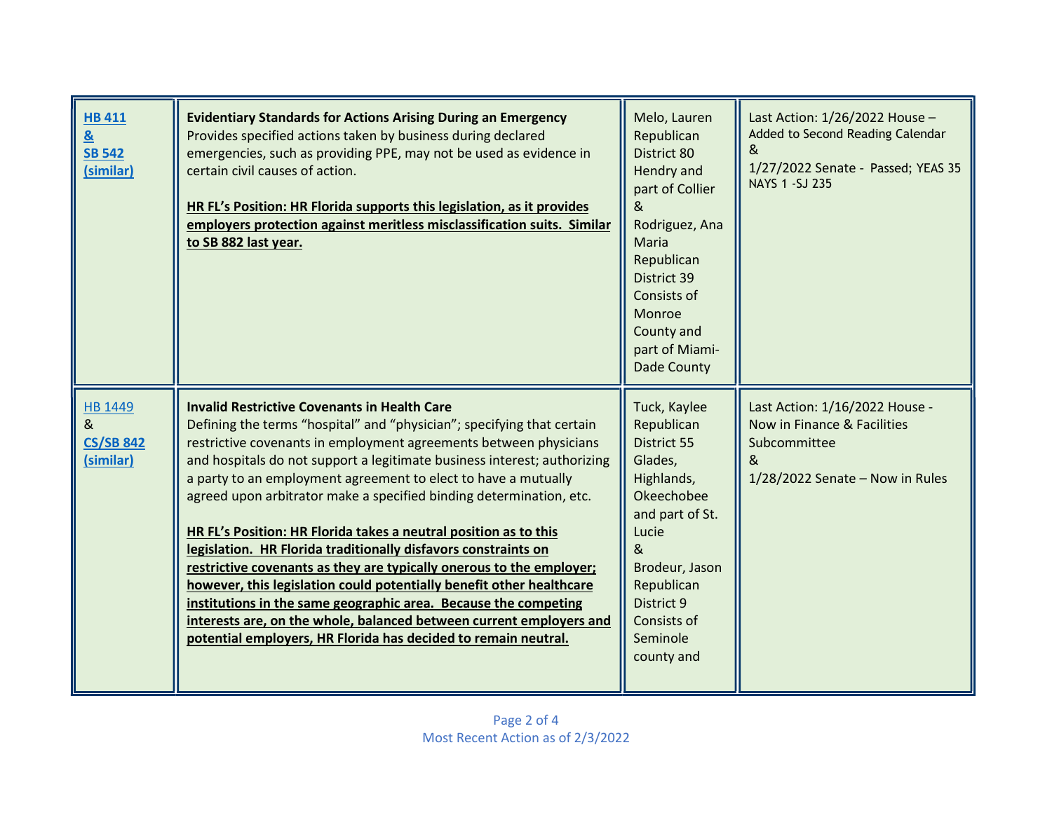| | | | |
|---|---|---|---|
| **HB 411**<br>**&**<br>**SB 542**<br>**(similar)** | **Evidentiary Standards for Actions Arising During an Emergency**<br>Provides specified actions taken by business during declared emergencies, such as providing PPE, may not be used as evidence in certain civil causes of action.<br><br>**HR FL's Position: HR Florida supports this legislation, as it provides employers protection against meritless misclassification suits. Similar to SB 882 last year.** | Melo, Lauren<br>Republican<br>District 80<br>Hendry and part of Collier<br>&<br>Rodriguez, Ana Maria<br>Republican<br>District 39<br>Consists of Monroe County and part of Miami-Dade County | Last Action: 1/26/2022 House – Added to Second Reading Calendar<br>&<br>1/27/2022 Senate - Passed; YEAS 35 NAYS 1 -SJ 235 |
| HB 1449<br>&<br>**CS/SB 842**<br>**(similar)** | **Invalid Restrictive Covenants in Health Care**<br>Defining the terms "hospital" and "physician"; specifying that certain restrictive covenants in employment agreements between physicians and hospitals do not support a legitimate business interest; authorizing a party to an employment agreement to elect to have a mutually agreed upon arbitrator make a specified binding determination, etc.<br><br>**HR FL's Position: HR Florida takes a neutral position as to this legislation. HR Florida traditionally disfavors constraints on restrictive covenants as they are typically onerous to the employer; however, this legislation could potentially benefit other healthcare institutions in the same geographic area. Because the competing interests are, on the whole, balanced between current employers and potential employers, HR Florida has decided to remain neutral.** | Tuck, Kaylee<br>Republican<br>District 55<br>Glades, Highlands, Okeechobee and part of St. Lucie<br>&<br>Brodeur, Jason<br>Republican<br>District 9<br>Consists of Seminole county and | Last Action: 1/16/2022 House - Now in Finance & Facilities Subcommittee<br>&<br>1/28/2022 Senate – Now in Rules |

Most Recent Action as of 2/3/2022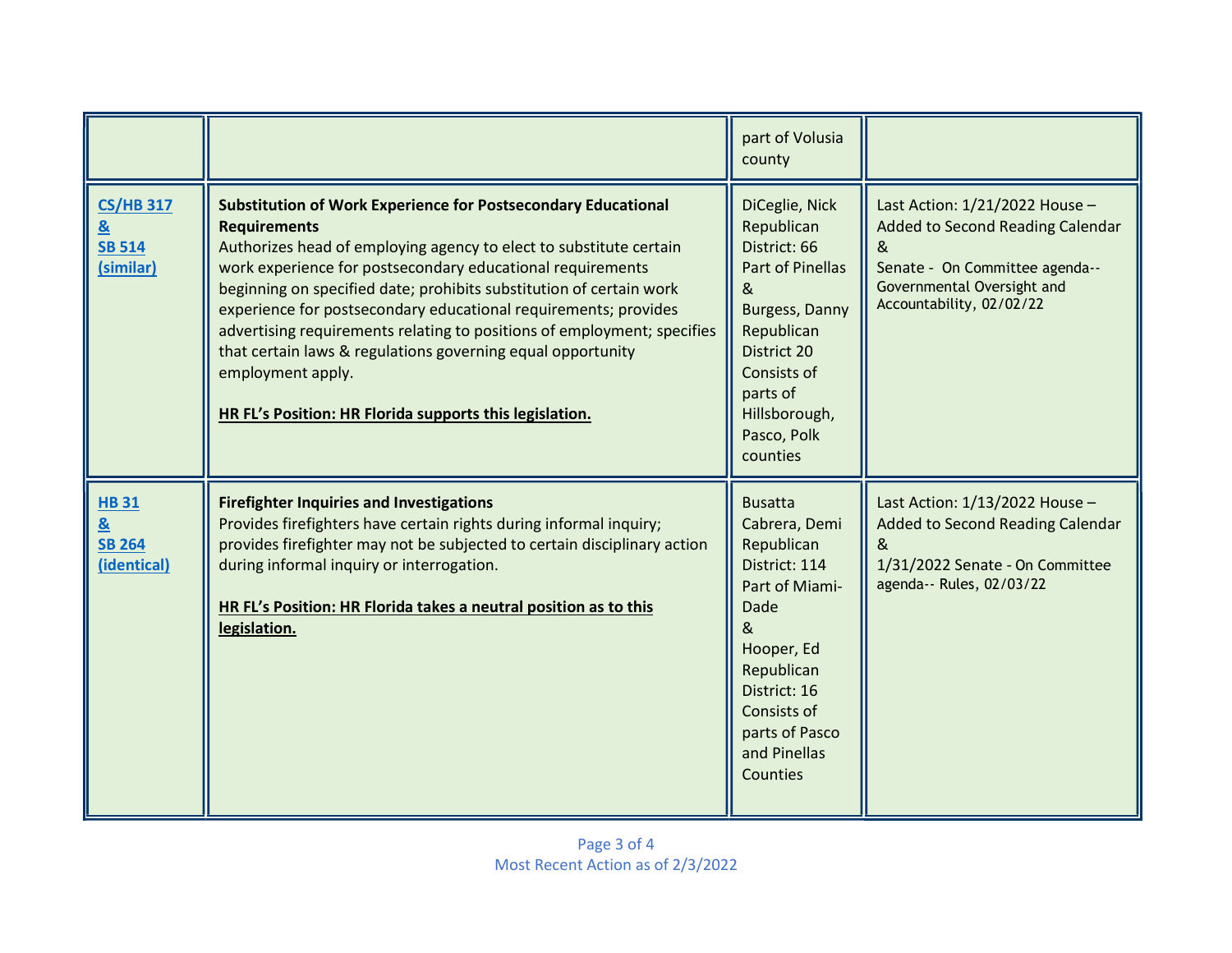| | | | |
|---|---|---|---|
| | | part of Volusia county | |
| CS/HB 317 & SB 514 (similar) | **Substitution of Work Experience for Postsecondary Educational Requirements** Authorizes head of employing agency to elect to substitute certain work experience for postsecondary educational requirements beginning on specified date; prohibits substitution of certain work experience for postsecondary educational requirements; provides advertising requirements relating to positions of employment; specifies that certain laws & regulations governing equal opportunity employment apply. <br><br> **HR FL's Position: HR Florida supports this legislation.** | DiCeglie, Nick Republican District: 66 Part of Pinellas & Burgess, Danny Republican District 20 Consists of parts of Hillsborough, Pasco, Polk counties | Last Action: 1/21/2022 House – Added to Second Reading Calendar & Senate - On Committee agenda-- Governmental Oversight and Accountability, 02/02/22 |
| HB 31 & SB 264 (identical) | **Firefighter Inquiries and Investigations** Provides firefighters have certain rights during informal inquiry; provides firefighter may not be subjected to certain disciplinary action during informal inquiry or interrogation. <br><br> **HR FL's Position: HR Florida takes a neutral position as to this legislation.** | Busatta Cabrera, Demi Republican District: 114 Part of Miami-Dade & Hooper, Ed Republican District: 16 Consists of parts of Pasco and Pinellas Counties | Last Action: 1/13/2022 House – Added to Second Reading Calendar & 1/31/2022 Senate - On Committee agenda-- Rules, 02/03/22 |

Most Recent Action as of 2/3/2022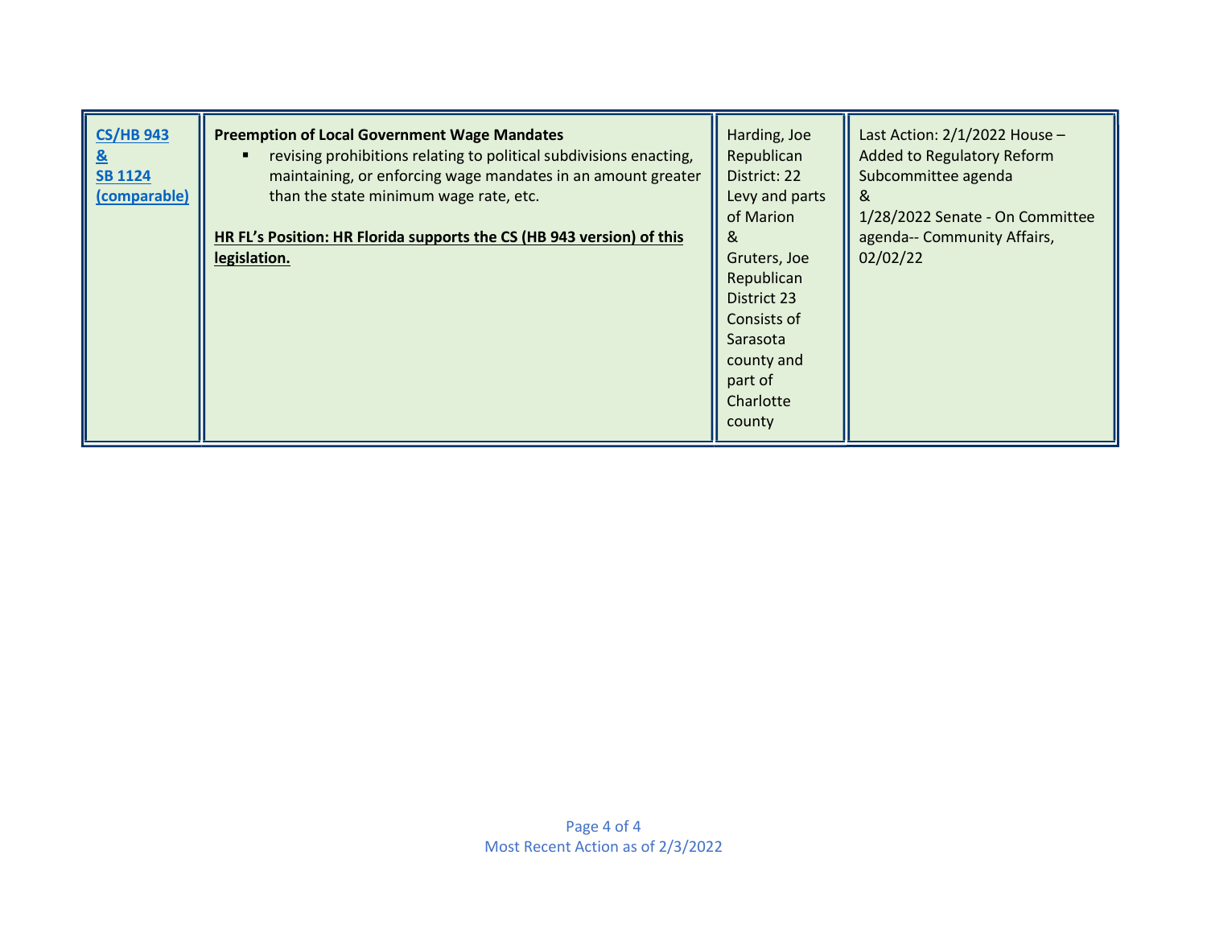| | | | |
|---|---|---|---|
| CS/HB 943 & SB 1124 (comparable) | **Preemption of Local Government Wage Mandates**<br>▪ revising prohibitions relating to political subdivisions enacting, maintaining, or enforcing wage mandates in an amount greater than the state minimum wage rate, etc.<br><br>**HR FL's Position: HR Florida supports the CS (HB 943 version) of this legislation.** | Harding, Joe Republican District: 22 Levy and parts of Marion & Gruters, Joe Republican District 23 Consists of Sarasota county and part of Charlotte county | Last Action: 2/1/2022 House – Added to Regulatory Reform Subcommittee agenda & 1/28/2022 Senate - On Committee agenda-- Community Affairs, 02/02/22 |

Most Recent Action as of 2/3/2022